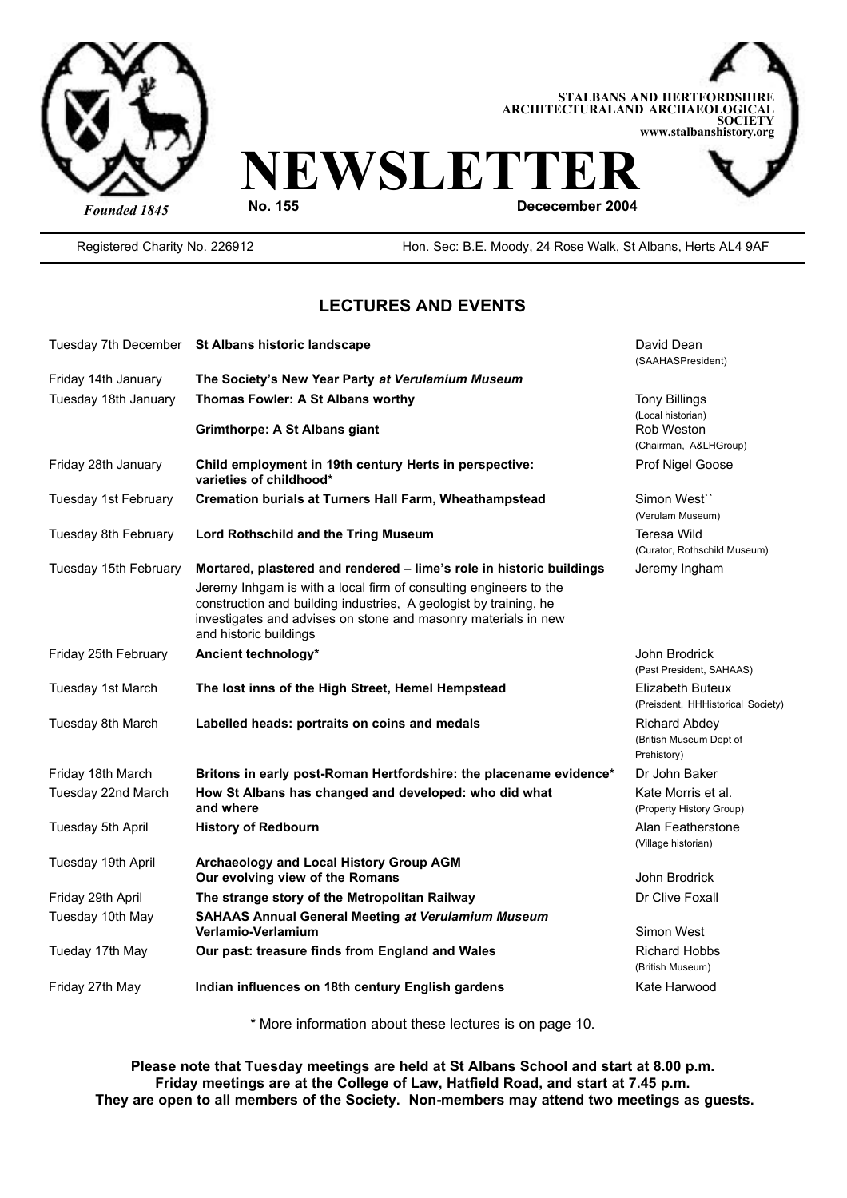**STALBANS AND HERTFORDSHIRE ARCHITECTURALAND ARCHAEOLOGICAL SOCIETY**
**www.stalbanshistory.org**

*Founded 1845*

# NEWSLETTER

**No. 155** **Dececember 2004**

Registered Charity No. 226912 Hon. Sec: B.E. Moody, 24 Rose Walk, St Albans, Herts AL4 9AF

## LECTURES AND EVENTS

| | | |
|---|---|---|
| Tuesday 7th December | **St Albans historic landscape** | David Dean (SAAHASPresident) |
| Friday 14th January | **The Society's New Year Party** ***at Verulamium Museum*** | |
| Tuesday 18th January | **Thomas Fowler: A St Albans worthy** | Tony Billings (Local historian) |
| | **Grimthorpe: A St Albans giant** | Rob Weston (Chairman, A&LHGroup) |
| Friday 28th January | **Child employment in 19th century Herts in perspective: varieties of childhood*** | Prof Nigel Goose |
| Tuesday 1st February | **Cremation burials at Turners Hall Farm, Wheathampstead** | Simon West`` (Verulam Museum) |
| Tuesday 8th February | **Lord Rothschild and the Tring Museum** | Teresa Wild (Curator, Rothschild Museum) |
| Tuesday 15th February | **Mortared, plastered and rendered – lime's role in historic buildings** Jeremy Inhgam is with a local firm of consulting engineers to the construction and building industries, A geologist by training, he investigates and advises on stone and masonry materials in new and historic buildings | Jeremy Ingham |
| Friday 25th February | **Ancient technology*** | John Brodrick (Past President, SAHAAS) |
| Tuesday 1st March | **The lost inns of the High Street, Hemel Hempstead** | Elizabeth Buteux (Preisdent, HHHistorical Society) |
| Tuesday 8th March | **Labelled heads: portraits on coins and medals** | Richard Abdey (British Museum Dept of Prehistory) |
| Friday 18th March | **Britons in early post-Roman Hertfordshire: the placename evidence*** | Dr John Baker |
| Tuesday 22nd March | **How St Albans has changed and developed: who did what and where** | Kate Morris et al. (Property History Group) |
| Tuesday 5th April | **History of Redbourn** | Alan Featherstone (Village historian) |
| Tuesday 19th April | **Archaeology and Local History Group AGM** | |
| | **Our evolving view of the Romans** | John Brodrick |
| Friday 29th April | **The strange story of the Metropolitan Railway** | Dr Clive Foxall |
| Tuesday 10th May | **SAHAAS Annual General Meeting** ***at Verulamium Museum*** | |
| | **Verlamio-Verlamium** | Simon West |
| Tueday 17th May | **Our past: treasure finds from England and Wales** | Richard Hobbs (British Museum) |
| Friday 27th May | **Indian influences on 18th century English gardens** | Kate Harwood |

\* More information about these lectures is on page 10.

**Please note that Tuesday meetings are held at St Albans School and start at 8.00 p.m.**
**Friday meetings are at the College of Law, Hatfield Road, and start at 7.45 p.m.**
**They are open to all members of the Society. Non-members may attend two meetings as guests.**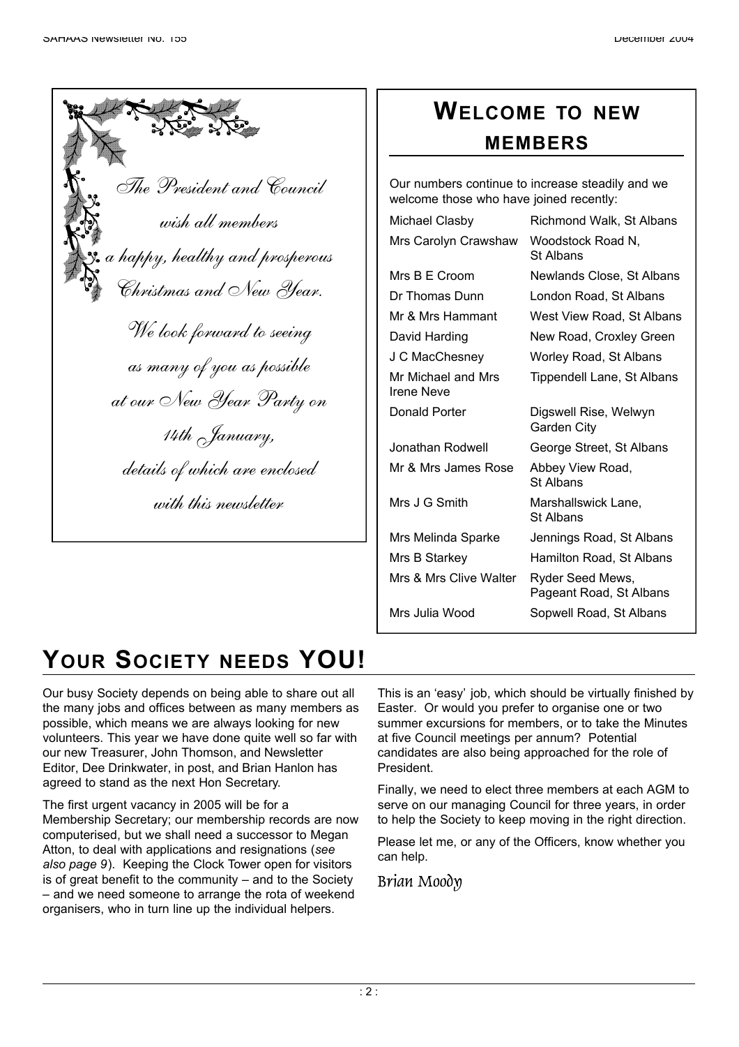*The President and Council*

*wish all members*

*a happy, healthy and prosperous*

*Christmas and New Year.*

*We look forward to seeing*

*as many of you as possible*

*at our New Year Party on*

*14th January,*

*details of which are enclosed*

*with this newsletter*

## WELCOME TO NEW MEMBERS

Our numbers continue to increase steadily and we welcome those who have joined recently:

| | |
|---|---|
| Michael Clasby | Richmond Walk, St Albans |
| Mrs Carolyn Crawshaw | Woodstock Road N, St Albans |
| Mrs B E Croom | Newlands Close, St Albans |
| Dr Thomas Dunn | London Road, St Albans |
| Mr & Mrs Hammant | West View Road, St Albans |
| David Harding | New Road, Croxley Green |
| J C MacChesney | Worley Road, St Albans |
| Mr Michael and Mrs Irene Neve | Tippendell Lane, St Albans |
| Donald Porter | Digswell Rise, Welwyn Garden City |
| Jonathan Rodwell | George Street, St Albans |
| Mr & Mrs James Rose | Abbey View Road, St Albans |
| Mrs J G Smith | Marshallswick Lane, St Albans |
| Mrs Melinda Sparke | Jennings Road, St Albans |
| Mrs B Starkey | Hamilton Road, St Albans |
| Mrs & Mrs Clive Walter | Ryder Seed Mews, Pageant Road, St Albans |
| Mrs Julia Wood | Sopwell Road, St Albans |

# YOUR SOCIETY NEEDS YOU!

Our busy Society depends on being able to share out all the many jobs and offices between as many members as possible, which means we are always looking for new volunteers. This year we have done quite well so far with our new Treasurer, John Thomson, and Newsletter Editor, Dee Drinkwater, in post, and Brian Hanlon has agreed to stand as the next Hon Secretary.

The first urgent vacancy in 2005 will be for a Membership Secretary; our membership records are now computerised, but we shall need a successor to Megan Atton, to deal with applications and resignations (*see also page 9*). Keeping the Clock Tower open for visitors is of great benefit to the community – and to the Society – and we need someone to arrange the rota of weekend organisers, who in turn line up the individual helpers.

This is an 'easy' job, which should be virtually finished by Easter. Or would you prefer to organise one or two summer excursions for members, or to take the Minutes at five Council meetings per annum? Potential candidates are also being approached for the role of President.

Finally, we need to elect three members at each AGM to serve on our managing Council for three years, in order to help the Society to keep moving in the right direction.

Please let me, or any of the Officers, know whether you can help.

*Brian Moody*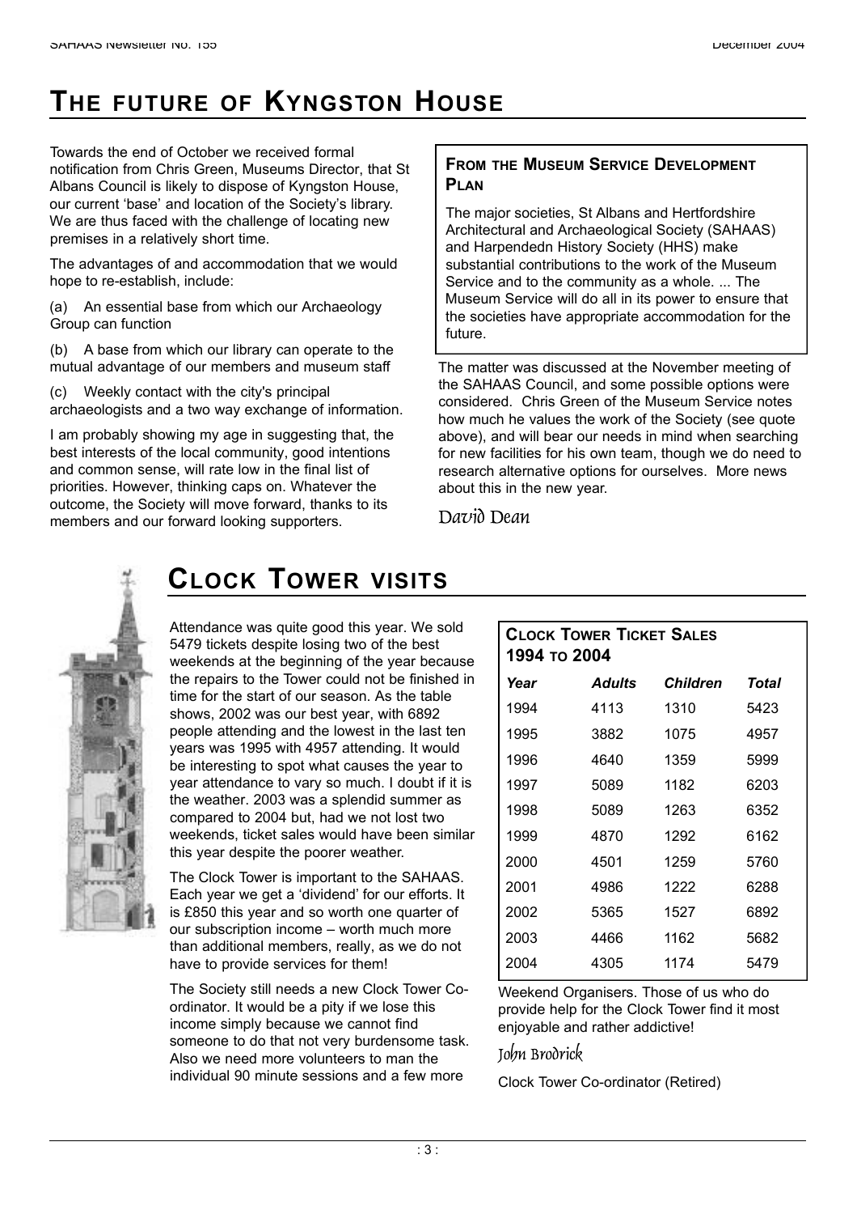# The future of Kyngston House

Towards the end of October we received formal notification from Chris Green, Museums Director, that St Albans Council is likely to dispose of Kyngston House, our current 'base' and location of the Society's library. We are thus faced with the challenge of locating new premises in a relatively short time.

The advantages of and accommodation that we would hope to re-establish, include:

(a) An essential base from which our Archaeology Group can function

(b) A base from which our library can operate to the mutual advantage of our members and museum staff

(c) Weekly contact with the city's principal archaeologists and a two way exchange of information.

I am probably showing my age in suggesting that, the best interests of the local community, good intentions and common sense, will rate low in the final list of priorities. However, thinking caps on. Whatever the outcome, the Society will move forward, thanks to its members and our forward looking supporters.

**From the Museum Service Development Plan**

The major societies, St Albans and Hertfordshire Architectural and Archaeological Society (SAHAAS) and Harpendedn History Society (HHS) make substantial contributions to the work of the Museum Service and to the community as a whole. ... The Museum Service will do all in its power to ensure that the societies have appropriate accommodation for the future.

The matter was discussed at the November meeting of the SAHAAS Council, and some possible options were considered. Chris Green of the Museum Service notes how much he values the work of the Society (see quote above), and will bear our needs in mind when searching for new facilities for his own team, though we do need to research alternative options for ourselves. More news about this in the new year.

*David Dean*

# Clock Tower visits

Attendance was quite good this year. We sold 5479 tickets despite losing two of the best weekends at the beginning of the year because the repairs to the Tower could not be finished in time for the start of our season. As the table shows, 2002 was our best year, with 6892 people attending and the lowest in the last ten years was 1995 with 4957 attending. It would be interesting to spot what causes the year to year attendance to vary so much. I doubt if it is the weather. 2003 was a splendid summer as compared to 2004 but, had we not lost two weekends, ticket sales would have been similar this year despite the poorer weather.

The Clock Tower is important to the SAHAAS. Each year we get a 'dividend' for our efforts. It is £850 this year and so worth one quarter of our subscription income – worth much more than additional members, really, as we do not have to provide services for them!

The Society still needs a new Clock Tower Co-ordinator. It would be a pity if we lose this income simply because we cannot find someone to do that not very burdensome task. Also we need more volunteers to man the individual 90 minute sessions and a few more Weekend Organisers. Those of us who do provide help for the Clock Tower find it most enjoyable and rather addictive!

**Clock Tower Ticket Sales 1994 to 2004**

| *Year* | *Adults* | *Children* | *Total* |
|---|---|---|---|
| 1994 | 4113 | 1310 | 5423 |
| 1995 | 3882 | 1075 | 4957 |
| 1996 | 4640 | 1359 | 5999 |
| 1997 | 5089 | 1182 | 6203 |
| 1998 | 5089 | 1263 | 6352 |
| 1999 | 4870 | 1292 | 6162 |
| 2000 | 4501 | 1259 | 5760 |
| 2001 | 4986 | 1222 | 6288 |
| 2002 | 5365 | 1527 | 6892 |
| 2003 | 4466 | 1162 | 5682 |
| 2004 | 4305 | 1174 | 5479 |

*John Brodrick*

Clock Tower Co-ordinator (Retired)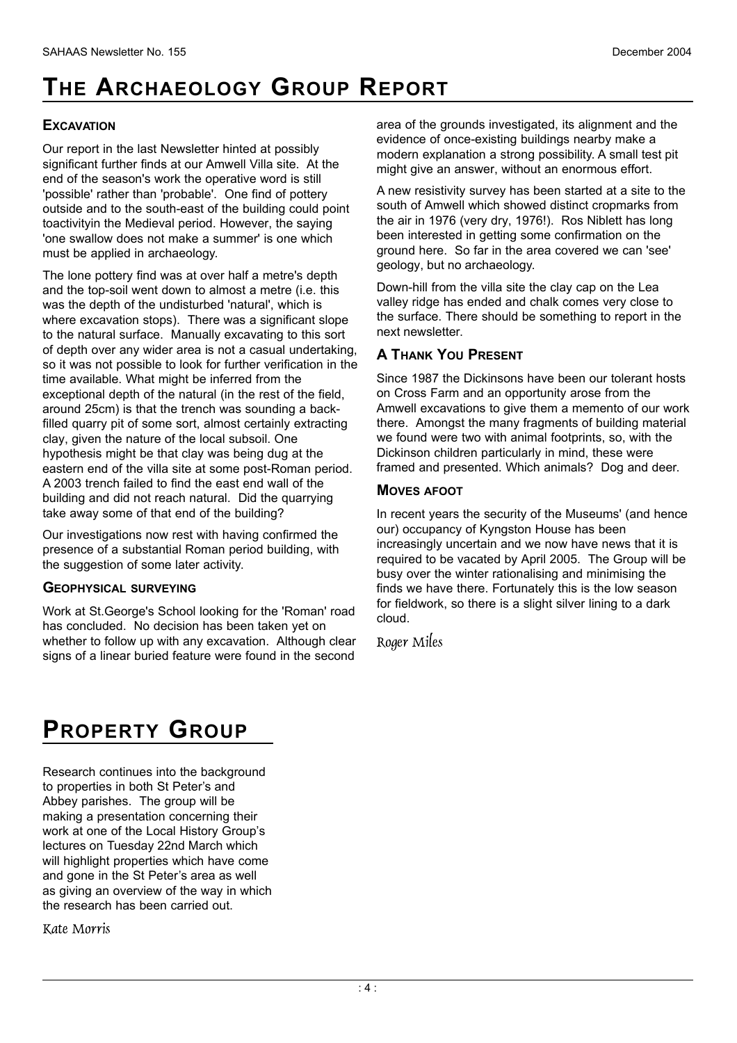# THE ARCHAEOLOGY GROUP REPORT

### EXCAVATION

Our report in the last Newsletter hinted at possibly significant further finds at our Amwell Villa site. At the end of the season's work the operative word is still 'possible' rather than 'probable'. One find of pottery outside and to the south-east of the building could point toactivityin the Medieval period. However, the saying 'one swallow does not make a summer' is one which must be applied in archaeology.

The lone pottery find was at over half a metre's depth and the top-soil went down to almost a metre (i.e. this was the depth of the undisturbed 'natural', which is where excavation stops). There was a significant slope to the natural surface. Manually excavating to this sort of depth over any wider area is not a casual undertaking, so it was not possible to look for further verification in the time available. What might be inferred from the exceptional depth of the natural (in the rest of the field, around 25cm) is that the trench was sounding a back-filled quarry pit of some sort, almost certainly extracting clay, given the nature of the local subsoil. One hypothesis might be that clay was being dug at the eastern end of the villa site at some post-Roman period. A 2003 trench failed to find the east end wall of the building and did not reach natural. Did the quarrying take away some of that end of the building?

Our investigations now rest with having confirmed the presence of a substantial Roman period building, with the suggestion of some later activity.

### GEOPHYSICAL SURVEYING

Work at St.George's School looking for the 'Roman' road has concluded. No decision has been taken yet on whether to follow up with any excavation. Although clear signs of a linear buried feature were found in the second area of the grounds investigated, its alignment and the evidence of once-existing buildings nearby make a modern explanation a strong possibility. A small test pit might give an answer, without an enormous effort.

A new resistivity survey has been started at a site to the south of Amwell which showed distinct cropmarks from the air in 1976 (very dry, 1976!). Ros Niblett has long been interested in getting some confirmation on the ground here. So far in the area covered we can 'see' geology, but no archaeology.

Down-hill from the villa site the clay cap on the Lea valley ridge has ended and chalk comes very close to the surface. There should be something to report in the next newsletter.

### A THANK YOU PRESENT

Since 1987 the Dickinsons have been our tolerant hosts on Cross Farm and an opportunity arose from the Amwell excavations to give them a memento of our work there. Amongst the many fragments of building material we found were two with animal footprints, so, with the Dickinson children particularly in mind, these were framed and presented. Which animals? Dog and deer.

### MOVES AFOOT

In recent years the security of the Museums' (and hence our) occupancy of Kyngston House has been increasingly uncertain and we now have news that it is required to be vacated by April 2005. The Group will be busy over the winter rationalising and minimising the finds we have there. Fortunately this is the low season for fieldwork, so there is a slight silver lining to a dark cloud.

*Roger Miles*

# PROPERTY GROUP

Research continues into the background to properties in both St Peter's and Abbey parishes. The group will be making a presentation concerning their work at one of the Local History Group's lectures on Tuesday 22nd March which will highlight properties which have come and gone in the St Peter's area as well as giving an overview of the way in which the research has been carried out.

*Kate Morris*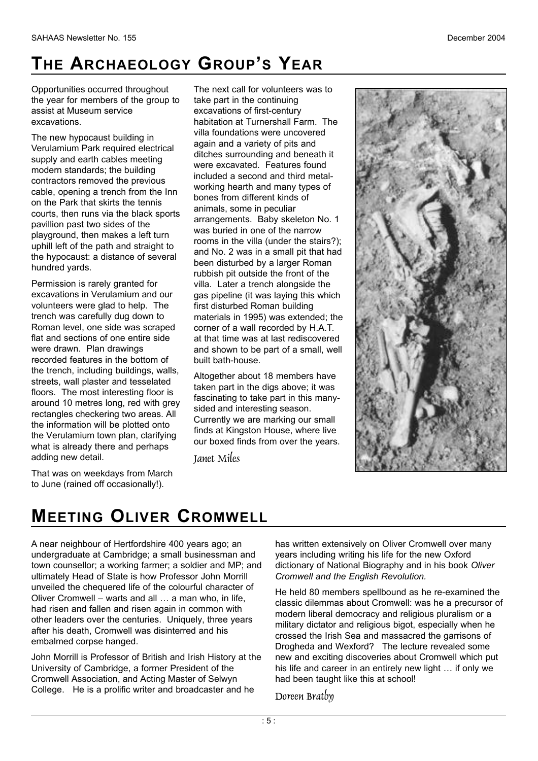# THE ARCHAEOLOGY GROUP'S YEAR

Opportunities occurred throughout the year for members of the group to assist at Museum service excavations.

The new hypocaust building in Verulamium Park required electrical supply and earth cables meeting modern standards; the building contractors removed the previous cable, opening a trench from the Inn on the Park that skirts the tennis courts, then runs via the black sports pavillion past two sides of the playground, then makes a left turn uphill left of the path and straight to the hypocaust: a distance of several hundred yards.

Permission is rarely granted for excavations in Verulamium and our volunteers were glad to help. The trench was carefully dug down to Roman level, one side was scraped flat and sections of one entire side were drawn. Plan drawings recorded features in the bottom of the trench, including buildings, walls, streets, wall plaster and tesselated floors. The most interesting floor is around 10 metres long, red with grey rectangles checkering two areas. All the information will be plotted onto the Verulamium town plan, clarifying what is already there and perhaps adding new detail.

That was on weekdays from March to June (rained off occasionally!).

The next call for volunteers was to take part in the continuing excavations of first-century habitation at Turnershall Farm. The villa foundations were uncovered again and a variety of pits and ditches surrounding and beneath it were excavated. Features found included a second and third metal-working hearth and many types of bones from different kinds of animals, some in peculiar arrangements. Baby skeleton No. 1 was buried in one of the narrow rooms in the villa (under the stairs?); and No. 2 was in a small pit that had been disturbed by a larger Roman rubbish pit outside the front of the villa. Later a trench alongside the gas pipeline (it was laying this which first disturbed Roman building materials in 1995) was extended; the corner of a wall recorded by H.A.T. at that time was at last rediscovered and shown to be part of a small, well built bath-house.

Altogether about 18 members have taken part in the digs above; it was fascinating to take part in this many-sided and interesting season. Currently we are marking our small finds at Kingston House, where live our boxed finds from over the years.

*Janet Miles*

# MEETING OLIVER CROMWELL

A near neighbour of Hertfordshire 400 years ago; an undergraduate at Cambridge; a small businessman and town counsellor; a working farmer; a soldier and MP; and ultimately Head of State is how Professor John Morrill unveiled the chequered life of the colourful character of Oliver Cromwell – warts and all … a man who, in life, had risen and fallen and risen again in common with other leaders over the centuries. Uniquely, three years after his death, Cromwell was disinterred and his embalmed corpse hanged.

John Morrill is Professor of British and Irish History at the University of Cambridge, a former President of the Cromwell Association, and Acting Master of Selwyn College. He is a prolific writer and broadcaster and he has written extensively on Oliver Cromwell over many years including writing his life for the new Oxford dictionary of National Biography and in his book *Oliver Cromwell and the English Revolution.*

He held 80 members spellbound as he re-examined the classic dilemmas about Cromwell: was he a precursor of modern liberal democracy and religious pluralism or a military dictator and religious bigot, especially when he crossed the Irish Sea and massacred the garrisons of Drogheda and Wexford? The lecture revealed some new and exciting discoveries about Cromwell which put his life and career in an entirely new light … if only we had been taught like this at school!

*Doreen Bratby*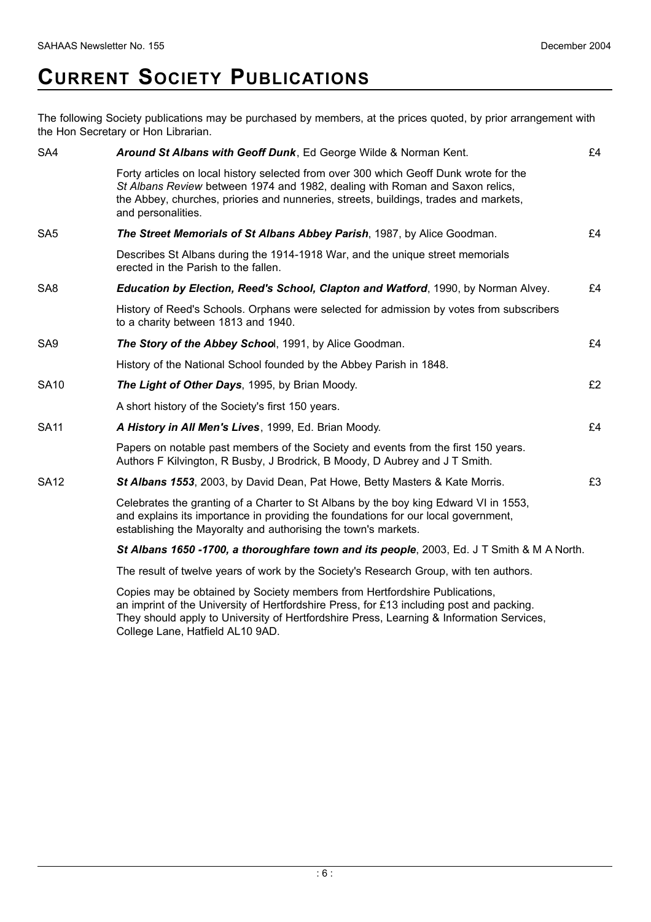# CURRENT SOCIETY PUBLICATIONS

The following Society publications may be purchased by members, at the prices quoted, by prior arrangement with the Hon Secretary or Hon Librarian.

| | | |
|---|---|---|
| SA4 | ***Around St Albans with Geoff Dunk***, Ed George Wilde & Norman Kent.<br><br>Forty articles on local history selected from over 300 which Geoff Dunk wrote for the *St Albans Review* between 1974 and 1982, dealing with Roman and Saxon relics, the Abbey, churches, priories and nunneries, streets, buildings, trades and markets, and personalities. | £4 |
| SA5 | ***The Street Memorials of St Albans Abbey Parish***, 1987, by Alice Goodman.<br><br>Describes St Albans during the 1914-1918 War, and the unique street memorials erected in the Parish to the fallen. | £4 |
| SA8 | ***Education by Election, Reed's School, Clapton and Watford***, 1990, by Norman Alvey.<br><br>History of Reed's Schools. Orphans were selected for admission by votes from subscribers to a charity between 1813 and 1940. | £4 |
| SA9 | ***The Story of the Abbey School***, 1991, by Alice Goodman.<br><br>History of the National School founded by the Abbey Parish in 1848. | £4 |
| SA10 | ***The Light of Other Days***, 1995, by Brian Moody.<br><br>A short history of the Society's first 150 years. | £2 |
| SA11 | ***A History in All Men's Lives***, 1999, Ed. Brian Moody.<br><br>Papers on notable past members of the Society and events from the first 150 years. Authors F Kilvington, R Busby, J Brodrick, B Moody, D Aubrey and J T Smith. | £4 |
| SA12 | ***St Albans 1553***, 2003, by David Dean, Pat Howe, Betty Masters & Kate Morris.<br><br>Celebrates the granting of a Charter to St Albans by the boy king Edward VI in 1553, and explains its importance in providing the foundations for our local government, establishing the Mayoralty and authorising the town's markets. | £3 |

***St Albans 1650 -1700, a thoroughfare town and its people***, 2003, Ed. J T Smith & M A North.

The result of twelve years of work by the Society's Research Group, with ten authors.

Copies may be obtained by Society members from Hertfordshire Publications, an imprint of the University of Hertfordshire Press, for £13 including post and packing. They should apply to University of Hertfordshire Press, Learning & Information Services, College Lane, Hatfield AL10 9AD.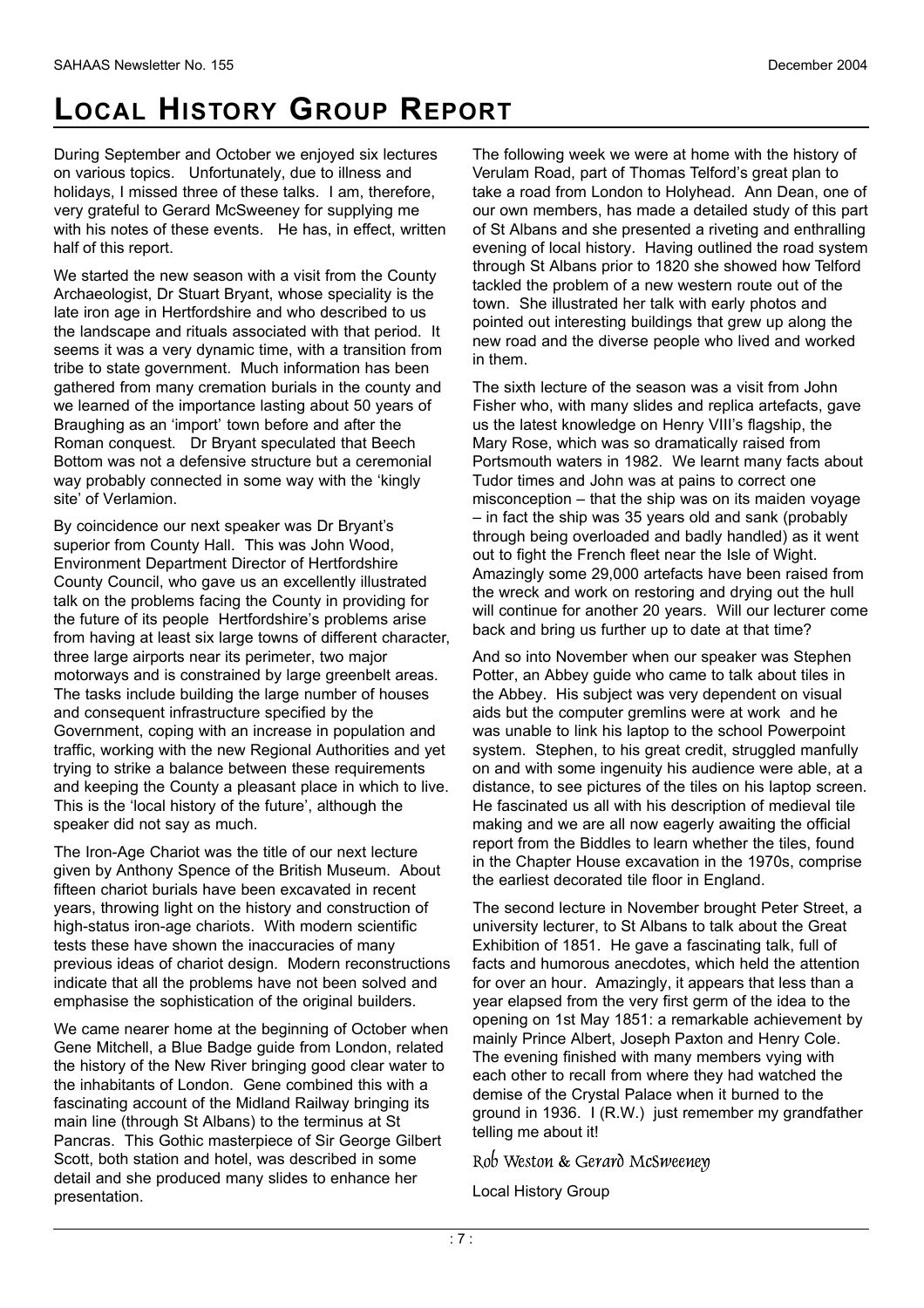# Local History Group Report

During September and October we enjoyed six lectures on various topics. Unfortunately, due to illness and holidays, I missed three of these talks. I am, therefore, very grateful to Gerard McSweeney for supplying me with his notes of these events. He has, in effect, written half of this report.

We started the new season with a visit from the County Archaeologist, Dr Stuart Bryant, whose speciality is the late iron age in Hertfordshire and who described to us the landscape and rituals associated with that period. It seems it was a very dynamic time, with a transition from tribe to state government. Much information has been gathered from many cremation burials in the county and we learned of the importance lasting about 50 years of Braughing as an 'import' town before and after the Roman conquest. Dr Bryant speculated that Beech Bottom was not a defensive structure but a ceremonial way probably connected in some way with the 'kingly site' of Verlamion.

By coincidence our next speaker was Dr Bryant's superior from County Hall. This was John Wood, Environment Department Director of Hertfordshire County Council, who gave us an excellently illustrated talk on the problems facing the County in providing for the future of its people Hertfordshire's problems arise from having at least six large towns of different character, three large airports near its perimeter, two major motorways and is constrained by large greenbelt areas. The tasks include building the large number of houses and consequent infrastructure specified by the Government, coping with an increase in population and traffic, working with the new Regional Authorities and yet trying to strike a balance between these requirements and keeping the County a pleasant place in which to live. This is the 'local history of the future', although the speaker did not say as much.

The Iron-Age Chariot was the title of our next lecture given by Anthony Spence of the British Museum. About fifteen chariot burials have been excavated in recent years, throwing light on the history and construction of high-status iron-age chariots. With modern scientific tests these have shown the inaccuracies of many previous ideas of chariot design. Modern reconstructions indicate that all the problems have not been solved and emphasise the sophistication of the original builders.

We came nearer home at the beginning of October when Gene Mitchell, a Blue Badge guide from London, related the history of the New River bringing good clear water to the inhabitants of London. Gene combined this with a fascinating account of the Midland Railway bringing its main line (through St Albans) to the terminus at St Pancras. This Gothic masterpiece of Sir George Gilbert Scott, both station and hotel, was described in some detail and she produced many slides to enhance her presentation.

The following week we were at home with the history of Verulam Road, part of Thomas Telford's great plan to take a road from London to Holyhead. Ann Dean, one of our own members, has made a detailed study of this part of St Albans and she presented a riveting and enthralling evening of local history. Having outlined the road system through St Albans prior to 1820 she showed how Telford tackled the problem of a new western route out of the town. She illustrated her talk with early photos and pointed out interesting buildings that grew up along the new road and the diverse people who lived and worked in them.

The sixth lecture of the season was a visit from John Fisher who, with many slides and replica artefacts, gave us the latest knowledge on Henry VIII's flagship, the Mary Rose, which was so dramatically raised from Portsmouth waters in 1982. We learnt many facts about Tudor times and John was at pains to correct one misconception – that the ship was on its maiden voyage – in fact the ship was 35 years old and sank (probably through being overloaded and badly handled) as it went out to fight the French fleet near the Isle of Wight. Amazingly some 29,000 artefacts have been raised from the wreck and work on restoring and drying out the hull will continue for another 20 years. Will our lecturer come back and bring us further up to date at that time?

And so into November when our speaker was Stephen Potter, an Abbey guide who came to talk about tiles in the Abbey. His subject was very dependent on visual aids but the computer gremlins were at work and he was unable to link his laptop to the school Powerpoint system. Stephen, to his great credit, struggled manfully on and with some ingenuity his audience were able, at a distance, to see pictures of the tiles on his laptop screen. He fascinated us all with his description of medieval tile making and we are all now eagerly awaiting the official report from the Biddles to learn whether the tiles, found in the Chapter House excavation in the 1970s, comprise the earliest decorated tile floor in England.

The second lecture in November brought Peter Street, a university lecturer, to St Albans to talk about the Great Exhibition of 1851. He gave a fascinating talk, full of facts and humorous anecdotes, which held the attention for over an hour. Amazingly, it appears that less than a year elapsed from the very first germ of the idea to the opening on 1st May 1851: a remarkable achievement by mainly Prince Albert, Joseph Paxton and Henry Cole. The evening finished with many members vying with each other to recall from where they had watched the demise of the Crystal Palace when it burned to the ground in 1936. I (R.W.) just remember my grandfather telling me about it!

*Rob Weston & Gerard McSweeney*

Local History Group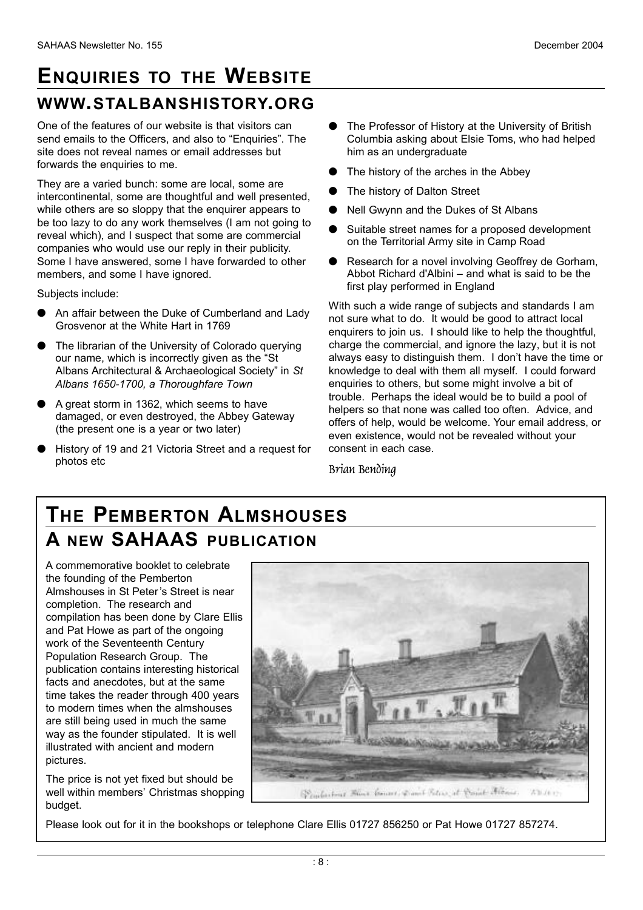# ENQUIRIES TO THE WEBSITE

## WWW.STALBANSHISTORY.ORG

One of the features of our website is that visitors can send emails to the Officers, and also to "Enquiries". The site does not reveal names or email addresses but forwards the enquiries to me.

They are a varied bunch: some are local, some are intercontinental, some are thoughtful and well presented, while others are so sloppy that the enquirer appears to be too lazy to do any work themselves (I am not going to reveal which), and I suspect that some are commercial companies who would use our reply in their publicity. Some I have answered, some I have forwarded to other members, and some I have ignored.

Subjects include:

- An affair between the Duke of Cumberland and Lady Grosvenor at the White Hart in 1769
- The librarian of the University of Colorado querying our name, which is incorrectly given as the "St Albans Architectural & Archaeological Society" in *St Albans 1650-1700, a Thoroughfare Town*
- A great storm in 1362, which seems to have damaged, or even destroyed, the Abbey Gateway (the present one is a year or two later)
- History of 19 and 21 Victoria Street and a request for photos etc
- The Professor of History at the University of British Columbia asking about Elsie Toms, who had helped him as an undergraduate
- The history of the arches in the Abbey
- The history of Dalton Street
- Nell Gwynn and the Dukes of St Albans
- Suitable street names for a proposed development on the Territorial Army site in Camp Road
- Research for a novel involving Geoffrey de Gorham, Abbot Richard d'Albini – and what is said to be the first play performed in England

With such a wide range of subjects and standards I am not sure what to do. It would be good to attract local enquirers to join us. I should like to help the thoughtful, charge the commercial, and ignore the lazy, but it is not always easy to distinguish them. I don't have the time or knowledge to deal with them all myself. I could forward enquiries to others, but some might involve a bit of trouble. Perhaps the ideal would be to build a pool of helpers so that none was called too often. Advice, and offers of help, would be welcome. Your email address, or even existence, would not be revealed without your consent in each case.

*Brian Bending*

# THE PEMBERTON ALMSHOUSES

## A NEW SAHAAS PUBLICATION

A commemorative booklet to celebrate the founding of the Pemberton Almshouses in St Peter's Street is near completion. The research and compilation has been done by Clare Ellis and Pat Howe as part of the ongoing work of the Seventeenth Century Population Research Group. The publication contains interesting historical facts and anecdotes, but at the same time takes the reader through 400 years to modern times when the almshouses are still being used in much the same way as the founder stipulated. It is well illustrated with ancient and modern pictures.

The price is not yet fixed but should be well within members' Christmas shopping budget.

Please look out for it in the bookshops or telephone Clare Ellis 01727 856250 or Pat Howe 01727 857274.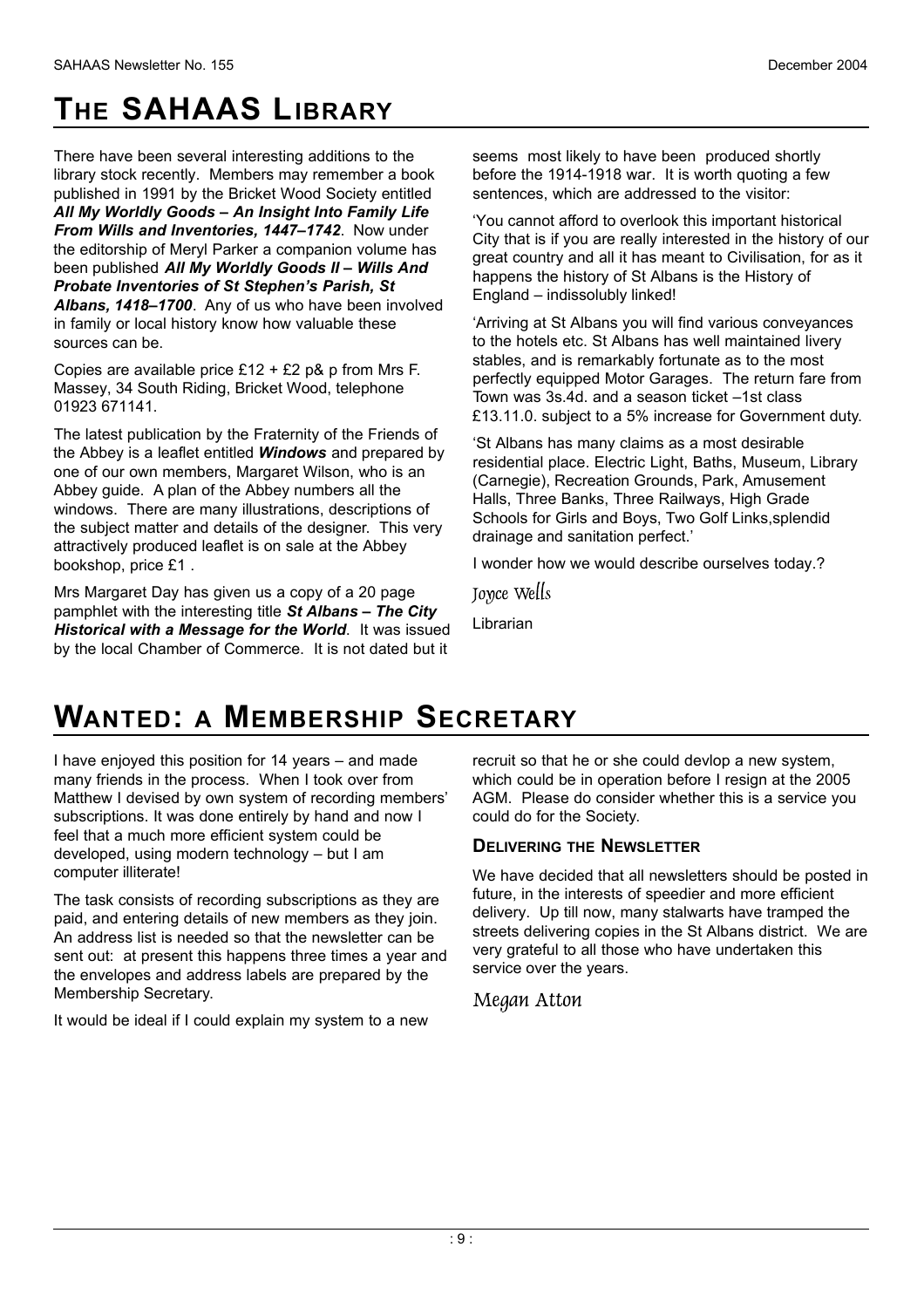# THE SAHAAS LIBRARY

There have been several interesting additions to the library stock recently. Members may remember a book published in 1991 by the Bricket Wood Society entitled ***All My Worldly Goods – An Insight Into Family Life From Wills and Inventories, 1447–1742***. Now under the editorship of Meryl Parker a companion volume has been published ***All My Worldly Goods II – Wills And Probate Inventories of St Stephen's Parish, St Albans, 1418–1700***. Any of us who have been involved in family or local history know how valuable these sources can be.

Copies are available price £12 + £2 p& p from Mrs F. Massey, 34 South Riding, Bricket Wood, telephone 01923 671141.

The latest publication by the Fraternity of the Friends of the Abbey is a leaflet entitled ***Windows*** and prepared by one of our own members, Margaret Wilson, who is an Abbey guide. A plan of the Abbey numbers all the windows. There are many illustrations, descriptions of the subject matter and details of the designer. This very attractively produced leaflet is on sale at the Abbey bookshop, price £1 .

Mrs Margaret Day has given us a copy of a 20 page pamphlet with the interesting title ***St Albans – The City Historical with a Message for the World***. It was issued by the local Chamber of Commerce. It is not dated but it seems most likely to have been produced shortly before the 1914-1918 war. It is worth quoting a few sentences, which are addressed to the visitor:

'You cannot afford to overlook this important historical City that is if you are really interested in the history of our great country and all it has meant to Civilisation, for as it happens the history of St Albans is the History of England – indissolubly linked!

'Arriving at St Albans you will find various conveyances to the hotels etc. St Albans has well maintained livery stables, and is remarkably fortunate as to the most perfectly equipped Motor Garages. The return fare from Town was 3s.4d. and a season ticket –1st class £13.11.0. subject to a 5% increase for Government duty.

'St Albans has many claims as a most desirable residential place. Electric Light, Baths, Museum, Library (Carnegie), Recreation Grounds, Park, Amusement Halls, Three Banks, Three Railways, High Grade Schools for Girls and Boys, Two Golf Links,splendid drainage and sanitation perfect.'

I wonder how we would describe ourselves today.?

*Joyce Wells*

Librarian

# WANTED: A MEMBERSHIP SECRETARY

I have enjoyed this position for 14 years – and made many friends in the process. When I took over from Matthew I devised by own system of recording members' subscriptions. It was done entirely by hand and now I feel that a much more efficient system could be developed, using modern technology – but I am computer illiterate!

The task consists of recording subscriptions as they are paid, and entering details of new members as they join. An address list is needed so that the newsletter can be sent out: at present this happens three times a year and the envelopes and address labels are prepared by the Membership Secretary.

It would be ideal if I could explain my system to a new recruit so that he or she could devlop a new system, which could be in operation before I resign at the 2005 AGM. Please do consider whether this is a service you could do for the Society.

### DELIVERING THE NEWSLETTER

We have decided that all newsletters should be posted in future, in the interests of speedier and more efficient delivery. Up till now, many stalwarts have tramped the streets delivering copies in the St Albans district. We are very grateful to all those who have undertaken this service over the years.

*Megan Atton*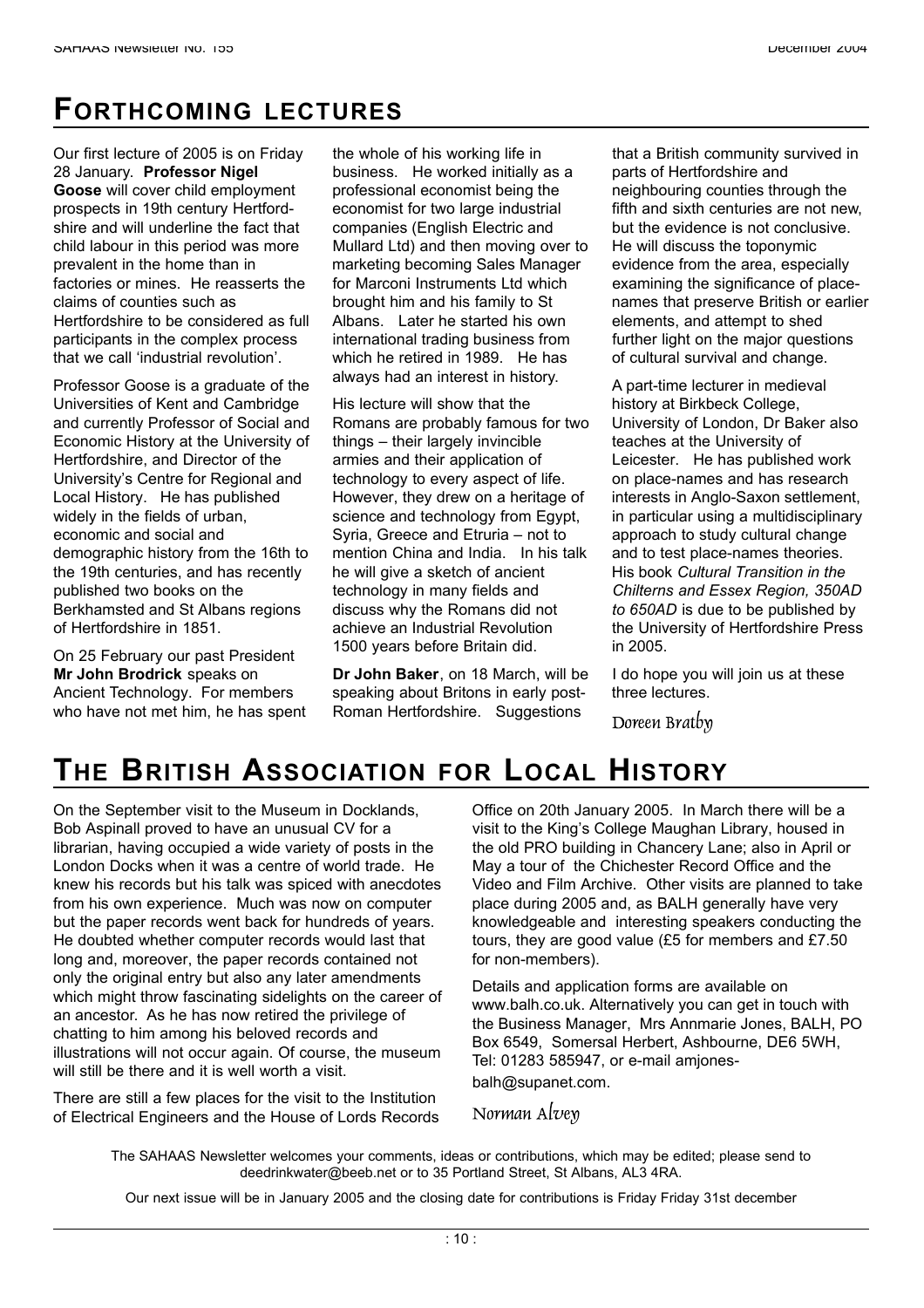# FORTHCOMING LECTURES

Our first lecture of 2005 is on Friday 28 January. **Professor Nigel Goose** will cover child employment prospects in 19th century Hertfordshire and will underline the fact that child labour in this period was more prevalent in the home than in factories or mines. He reasserts the claims of counties such as Hertfordshire to be considered as full participants in the complex process that we call 'industrial revolution'.

Professor Goose is a graduate of the Universities of Kent and Cambridge and currently Professor of Social and Economic History at the University of Hertfordshire, and Director of the University's Centre for Regional and Local History. He has published widely in the fields of urban, economic and social and demographic history from the 16th to the 19th centuries, and has recently published two books on the Berkhamsted and St Albans regions of Hertfordshire in 1851.

On 25 February our past President **Mr John Brodrick** speaks on Ancient Technology. For members who have not met him, he has spent the whole of his working life in business. He worked initially as a professional economist being the economist for two large industrial companies (English Electric and Mullard Ltd) and then moving over to marketing becoming Sales Manager for Marconi Instruments Ltd which brought him and his family to St Albans. Later he started his own international trading business from which he retired in 1989. He has always had an interest in history.

His lecture will show that the Romans are probably famous for two things – their largely invincible armies and their application of technology to every aspect of life. However, they drew on a heritage of science and technology from Egypt, Syria, Greece and Etruria – not to mention China and India. In his talk he will give a sketch of ancient technology in many fields and discuss why the Romans did not achieve an Industrial Revolution 1500 years before Britain did.

**Dr John Baker**, on 18 March, will be speaking about Britons in early post-Roman Hertfordshire. Suggestions that a British community survived in parts of Hertfordshire and neighbouring counties through the fifth and sixth centuries are not new, but the evidence is not conclusive. He will discuss the toponymic evidence from the area, especially examining the significance of place-names that preserve British or earlier elements, and attempt to shed further light on the major questions of cultural survival and change.

A part-time lecturer in medieval history at Birkbeck College, University of London, Dr Baker also teaches at the University of Leicester. He has published work on place-names and has research interests in Anglo-Saxon settlement, in particular using a multidisciplinary approach to study cultural change and to test place-names theories. His book *Cultural Transition in the Chilterns and Essex Region, 350AD to 650AD* is due to be published by the University of Hertfordshire Press in 2005.

I do hope you will join us at these three lectures.

Doreen Bratby

# THE BRITISH ASSOCIATION FOR LOCAL HISTORY

On the September visit to the Museum in Docklands, Bob Aspinall proved to have an unusual CV for a librarian, having occupied a wide variety of posts in the London Docks when it was a centre of world trade. He knew his records but his talk was spiced with anecdotes from his own experience. Much was now on computer but the paper records went back for hundreds of years. He doubted whether computer records would last that long and, moreover, the paper records contained not only the original entry but also any later amendments which might throw fascinating sidelights on the career of an ancestor. As he has now retired the privilege of chatting to him among his beloved records and illustrations will not occur again. Of course, the museum will still be there and it is well worth a visit.

There are still a few places for the visit to the Institution of Electrical Engineers and the House of Lords Records Office on 20th January 2005. In March there will be a visit to the King's College Maughan Library, housed in the old PRO building in Chancery Lane; also in April or May a tour of the Chichester Record Office and the Video and Film Archive. Other visits are planned to take place during 2005 and, as BALH generally have very knowledgeable and interesting speakers conducting the tours, they are good value (£5 for members and £7.50 for non-members).

Details and application forms are available on www.balh.co.uk. Alternatively you can get in touch with the Business Manager, Mrs Annmarie Jones, BALH, PO Box 6549, Somersal Herbert, Ashbourne, DE6 5WH, Tel: 01283 585947, or e-mail amjones-balh@supanet.com.

Norman Alvey

The SAHAAS Newsletter welcomes your comments, ideas or contributions, which may be edited; please send to deedrinkwater@beeb.net or to 35 Portland Street, St Albans, AL3 4RA.

Our next issue will be in January 2005 and the closing date for contributions is Friday Friday 31st december